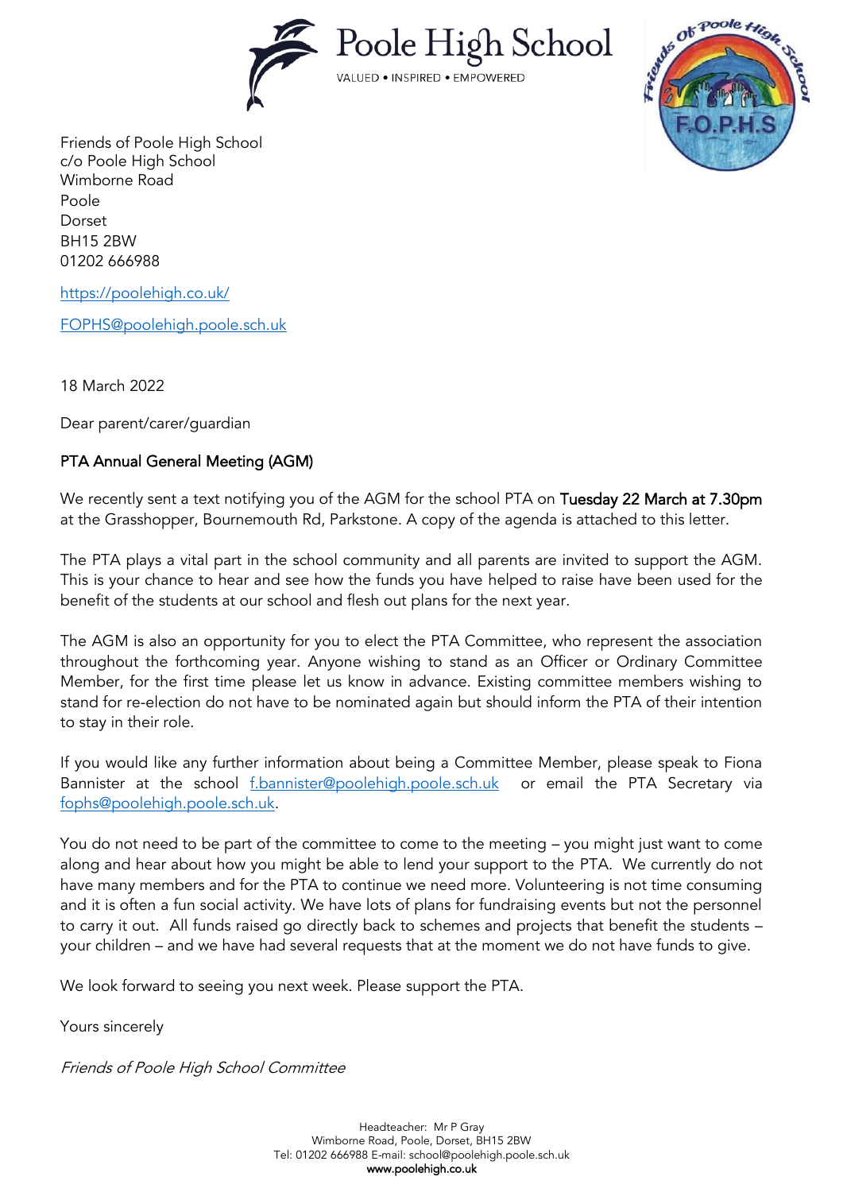Poole High School

VALUED • INSPIRED • EMPOWERED

Friends of Poole High School
c/o Poole High School
Wimborne Road
Poole
Dorset
BH15 2BW
01202 666988

https://poolehigh.co.uk/

FOPHS@poolehigh.poole.sch.uk

18 March 2022

Dear parent/carer/guardian

## PTA Annual General Meeting (AGM)

We recently sent a text notifying you of the AGM for the school PTA on Tuesday 22 March at 7.30pm at the Grasshopper, Bournemouth Rd, Parkstone. A copy of the agenda is attached to this letter.

The PTA plays a vital part in the school community and all parents are invited to support the AGM. This is your chance to hear and see how the funds you have helped to raise have been used for the benefit of the students at our school and flesh out plans for the next year.

The AGM is also an opportunity for you to elect the PTA Committee, who represent the association throughout the forthcoming year. Anyone wishing to stand as an Officer or Ordinary Committee Member, for the first time please let us know in advance. Existing committee members wishing to stand for re-election do not have to be nominated again but should inform the PTA of their intention to stay in their role.

If you would like any further information about being a Committee Member, please speak to Fiona Bannister at the school f.bannister@poolehigh.poole.sch.uk or email the PTA Secretary via fophs@poolehigh.poole.sch.uk.

You do not need to be part of the committee to come to the meeting – you might just want to come along and hear about how you might be able to lend your support to the PTA. We currently do not have many members and for the PTA to continue we need more. Volunteering is not time consuming and it is often a fun social activity. We have lots of plans for fundraising events but not the personnel to carry it out. All funds raised go directly back to schemes and projects that benefit the students – your children – and we have had several requests that at the moment we do not have funds to give.

We look forward to seeing you next week. Please support the PTA.

Yours sincerely

*Friends of Poole High School Committee*

Headteacher: Mr P Gray
Wimborne Road, Poole, Dorset, BH15 2BW
Tel: 01202 666988 E-mail: school@poolehigh.poole.sch.uk
**www.poolehigh.co.uk**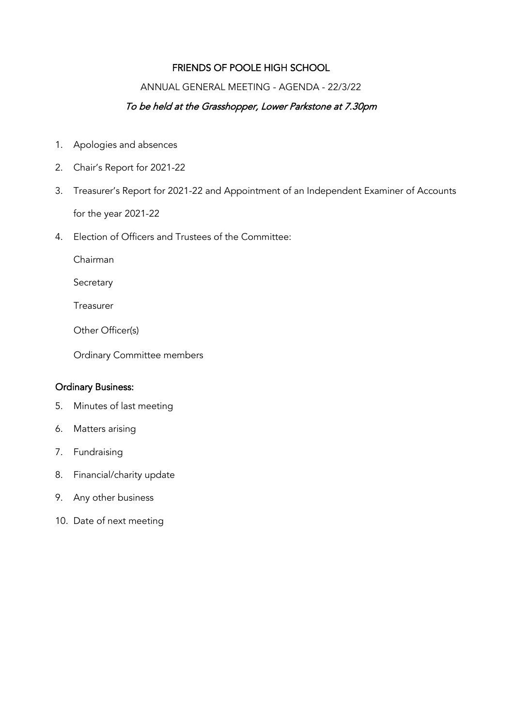# FRIENDS OF POOLE HIGH SCHOOL

ANNUAL GENERAL MEETING - AGENDA - 22/3/22

*To be held at the Grasshopper, Lower Parkstone at 7.30pm*

1. Apologies and absences
2. Chair's Report for 2021-22
3. Treasurer's Report for 2021-22 and Appointment of an Independent Examiner of Accounts for the year 2021-22
4. Election of Officers and Trustees of the Committee:

   Chairman

   Secretary

   Treasurer

   Other Officer(s)

   Ordinary Committee members

## Ordinary Business:

5. Minutes of last meeting
6. Matters arising
7. Fundraising
8. Financial/charity update
9. Any other business
10. Date of next meeting